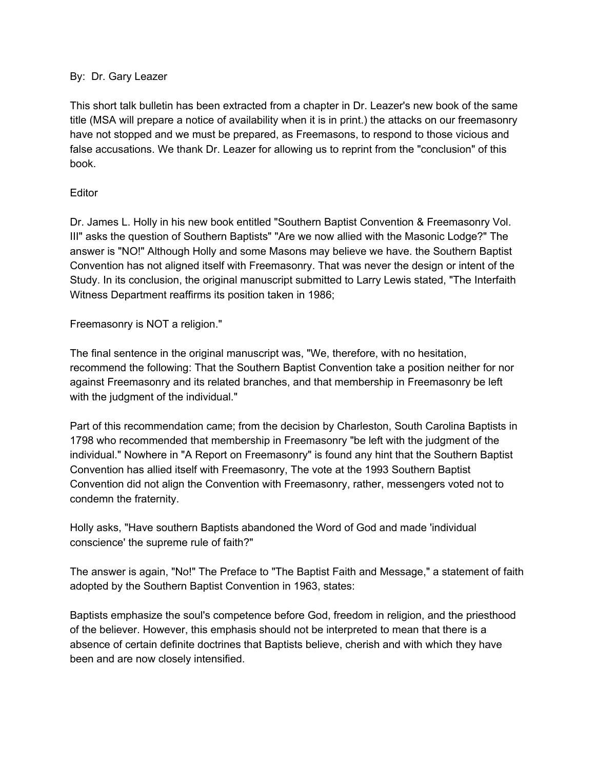By: Dr. Gary Leazer

This short talk bulletin has been extracted from a chapter in Dr. Leazer's new book of the same title (MSA will prepare a notice of availability when it is in print.) the attacks on our freemasonry have not stopped and we must be prepared, as Freemasons, to respond to those vicious and false accusations. We thank Dr. Leazer for allowing us to reprint from the "conclusion" of this book.

Editor

Dr. James L. Holly in his new book entitled "Southern Baptist Convention & Freemasonry Vol. III" asks the question of Southern Baptists" "Are we now allied with the Masonic Lodge?" The answer is "NO!" Although Holly and some Masons may believe we have. the Southern Baptist Convention has not aligned itself with Freemasonry. That was never the design or intent of the Study. In its conclusion, the original manuscript submitted to Larry Lewis stated, "The Interfaith Witness Department reaffirms its position taken in 1986;

Freemasonry is NOT a religion."

The final sentence in the original manuscript was, "We, therefore, with no hesitation, recommend the following: That the Southern Baptist Convention take a position neither for nor against Freemasonry and its related branches, and that membership in Freemasonry be left with the judgment of the individual."

Part of this recommendation came; from the decision by Charleston, South Carolina Baptists in 1798 who recommended that membership in Freemasonry "be left with the judgment of the individual." Nowhere in "A Report on Freemasonry" is found any hint that the Southern Baptist Convention has allied itself with Freemasonry, The vote at the 1993 Southern Baptist Convention did not align the Convention with Freemasonry, rather, messengers voted not to condemn the fraternity.

Holly asks, "Have southern Baptists abandoned the Word of God and made 'individual conscience' the supreme rule of faith?"

The answer is again, "No!" The Preface to "The Baptist Faith and Message," a statement of faith adopted by the Southern Baptist Convention in 1963, states:

Baptists emphasize the soul's competence before God, freedom in religion, and the priesthood of the believer. However, this emphasis should not be interpreted to mean that there is a absence of certain definite doctrines that Baptists believe, cherish and with which they have been and are now closely intensified.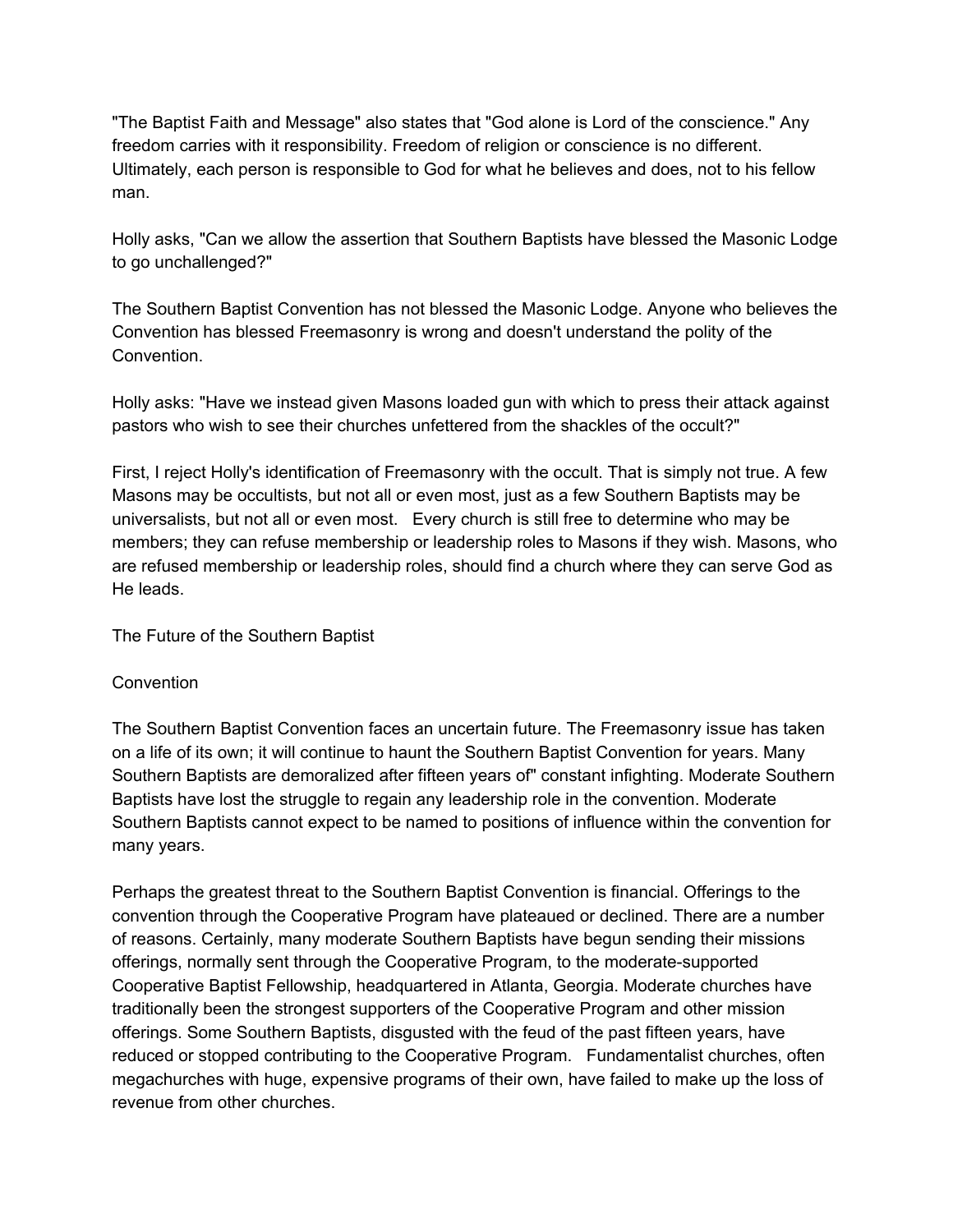"The Baptist Faith and Message" also states that "God alone is Lord of the conscience." Any freedom carries with it responsibility. Freedom of religion or conscience is no different. Ultimately, each person is responsible to God for what he believes and does, not to his fellow man.

Holly asks, "Can we allow the assertion that Southern Baptists have blessed the Masonic Lodge to go unchallenged?"

The Southern Baptist Convention has not blessed the Masonic Lodge. Anyone who believes the Convention has blessed Freemasonry is wrong and doesn't understand the polity of the Convention.

Holly asks: "Have we instead given Masons loaded gun with which to press their attack against pastors who wish to see their churches unfettered from the shackles of the occult?"

First, I reject Holly's identification of Freemasonry with the occult. That is simply not true. A few Masons may be occultists, but not all or even most, just as a few Southern Baptists may be universalists, but not all or even most. Every church is still free to determine who may be members; they can refuse membership or leadership roles to Masons if they wish. Masons, who are refused membership or leadership roles, should find a church where they can serve God as He leads.

## The Future of the Southern Baptist Convention

The Southern Baptist Convention faces an uncertain future. The Freemasonry issue has taken on a life of its own; it will continue to haunt the Southern Baptist Convention for years. Many Southern Baptists are demoralized after fifteen years of" constant infighting. Moderate Southern Baptists have lost the struggle to regain any leadership role in the convention. Moderate Southern Baptists cannot expect to be named to positions of influence within the convention for many years.

Perhaps the greatest threat to the Southern Baptist Convention is financial. Offerings to the convention through the Cooperative Program have plateaued or declined. There are a number of reasons. Certainly, many moderate Southern Baptists have begun sending their missions offerings, normally sent through the Cooperative Program, to the moderate-supported Cooperative Baptist Fellowship, headquartered in Atlanta, Georgia. Moderate churches have traditionally been the strongest supporters of the Cooperative Program and other mission offerings. Some Southern Baptists, disgusted with the feud of the past fifteen years, have reduced or stopped contributing to the Cooperative Program. Fundamentalist churches, often megachurches with huge, expensive programs of their own, have failed to make up the loss of revenue from other churches.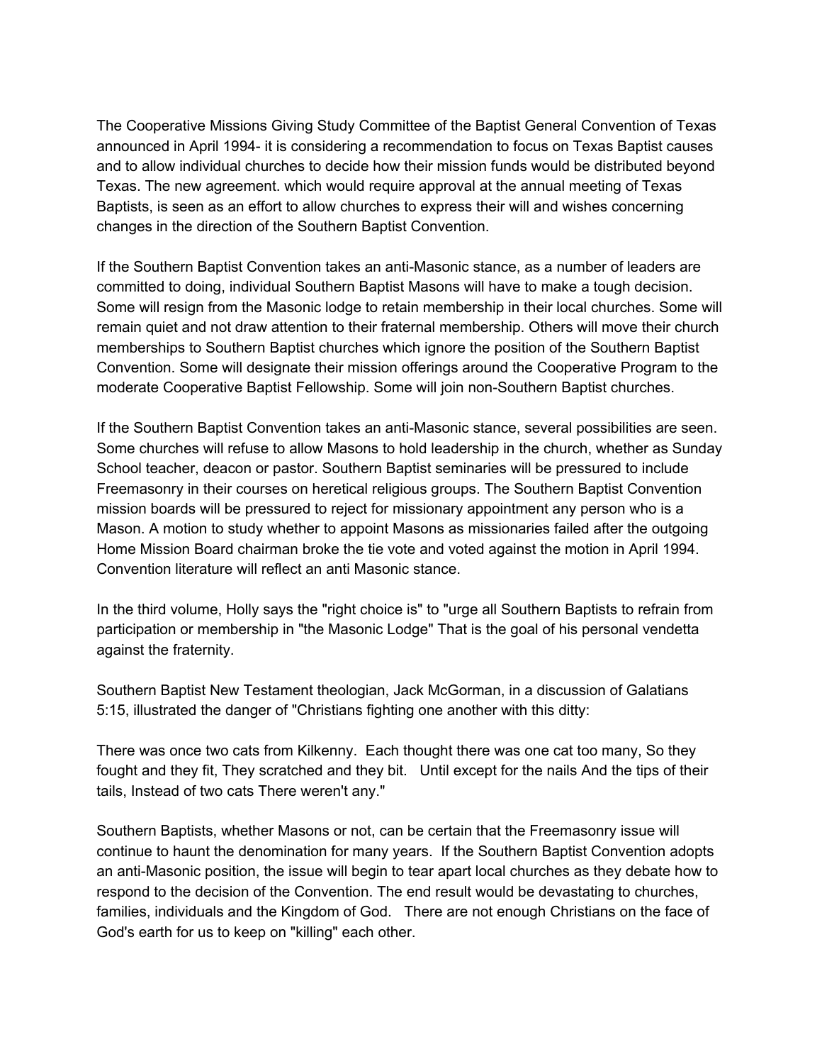The Cooperative Missions Giving Study Committee of the Baptist General Convention of Texas announced in April 1994- it is considering a recommendation to focus on Texas Baptist causes and to allow individual churches to decide how their mission funds would be distributed beyond Texas. The new agreement. which would require approval at the annual meeting of Texas Baptists, is seen as an effort to allow churches to express their will and wishes concerning changes in the direction of the Southern Baptist Convention.

If the Southern Baptist Convention takes an anti-Masonic stance, as a number of leaders are committed to doing, individual Southern Baptist Masons will have to make a tough decision. Some will resign from the Masonic lodge to retain membership in their local churches. Some will remain quiet and not draw attention to their fraternal membership. Others will move their church memberships to Southern Baptist churches which ignore the position of the Southern Baptist Convention. Some will designate their mission offerings around the Cooperative Program to the moderate Cooperative Baptist Fellowship. Some will join non-Southern Baptist churches.

If the Southern Baptist Convention takes an anti-Masonic stance, several possibilities are seen. Some churches will refuse to allow Masons to hold leadership in the church, whether as Sunday School teacher, deacon or pastor. Southern Baptist seminaries will be pressured to include Freemasonry in their courses on heretical religious groups. The Southern Baptist Convention mission boards will be pressured to reject for missionary appointment any person who is a Mason. A motion to study whether to appoint Masons as missionaries failed after the outgoing Home Mission Board chairman broke the tie vote and voted against the motion in April 1994. Convention literature will reflect an anti Masonic stance.

In the third volume, Holly says the "right choice is" to "urge all Southern Baptists to refrain from participation or membership in "the Masonic Lodge" That is the goal of his personal vendetta against the fraternity.

Southern Baptist New Testament theologian, Jack McGorman, in a discussion of Galatians 5:15, illustrated the danger of "Christians fighting one another with this ditty:

There was once two cats from Kilkenny. Each thought there was one cat too many, So they fought and they fit, They scratched and they bit. Until except for the nails And the tips of their tails, Instead of two cats There weren't any."

Southern Baptists, whether Masons or not, can be certain that the Freemasonry issue will continue to haunt the denomination for many years. If the Southern Baptist Convention adopts an anti-Masonic position, the issue will begin to tear apart local churches as they debate how to respond to the decision of the Convention. The end result would be devastating to churches, families, individuals and the Kingdom of God. There are not enough Christians on the face of God's earth for us to keep on "killing" each other.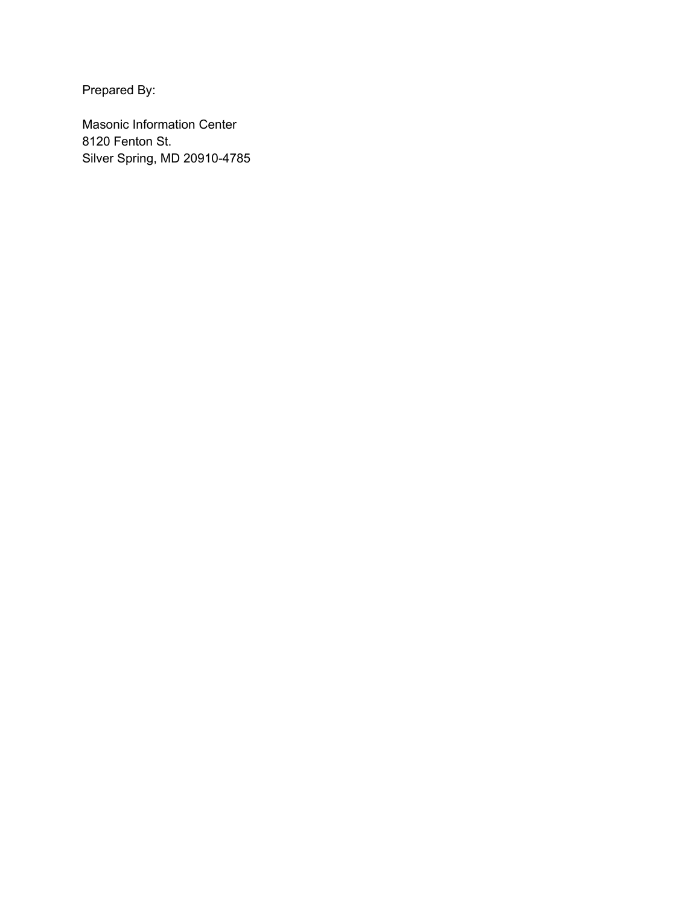Prepared By:

Masonic Information Center
8120 Fenton St.
Silver Spring, MD 20910-4785